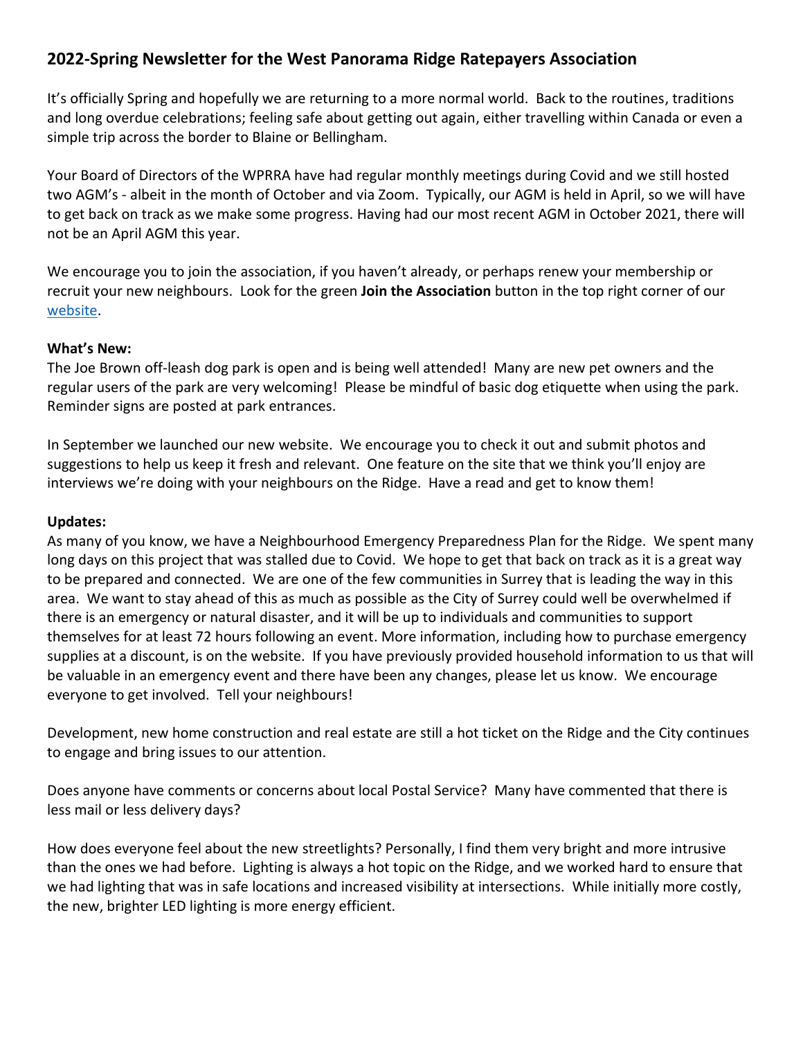## 2022-Spring Newsletter for the West Panorama Ridge Ratepayers Association

It's officially Spring and hopefully we are returning to a more normal world. Back to the routines, traditions and long overdue celebrations; feeling safe about getting out again, either travelling within Canada or even a simple trip across the border to Blaine or Bellingham.

Your Board of Directors of the WPRRA have had regular monthly meetings during Covid and we still hosted two AGM's - albeit in the month of October and via Zoom. Typically, our AGM is held in April, so we will have to get back on track as we make some progress. Having had our most recent AGM in October 2021, there will not be an April AGM this year.

We encourage you to join the association, if you haven't already, or perhaps renew your membership or recruit your new neighbours. Look for the green **Join the Association** button in the top right corner of our website.

**What's New:**

The Joe Brown off-leash dog park is open and is being well attended! Many are new pet owners and the regular users of the park are very welcoming! Please be mindful of basic dog etiquette when using the park. Reminder signs are posted at park entrances.

In September we launched our new website. We encourage you to check it out and submit photos and suggestions to help us keep it fresh and relevant. One feature on the site that we think you'll enjoy are interviews we're doing with your neighbours on the Ridge. Have a read and get to know them!

**Updates:**

As many of you know, we have a Neighbourhood Emergency Preparedness Plan for the Ridge. We spent many long days on this project that was stalled due to Covid. We hope to get that back on track as it is a great way to be prepared and connected. We are one of the few communities in Surrey that is leading the way in this area. We want to stay ahead of this as much as possible as the City of Surrey could well be overwhelmed if there is an emergency or natural disaster, and it will be up to individuals and communities to support themselves for at least 72 hours following an event. More information, including how to purchase emergency supplies at a discount, is on the website. If you have previously provided household information to us that will be valuable in an emergency event and there have been any changes, please let us know. We encourage everyone to get involved. Tell your neighbours!

Development, new home construction and real estate are still a hot ticket on the Ridge and the City continues to engage and bring issues to our attention.

Does anyone have comments or concerns about local Postal Service? Many have commented that there is less mail or less delivery days?

How does everyone feel about the new streetlights? Personally, I find them very bright and more intrusive than the ones we had before. Lighting is always a hot topic on the Ridge, and we worked hard to ensure that we had lighting that was in safe locations and increased visibility at intersections. While initially more costly, the new, brighter LED lighting is more energy efficient.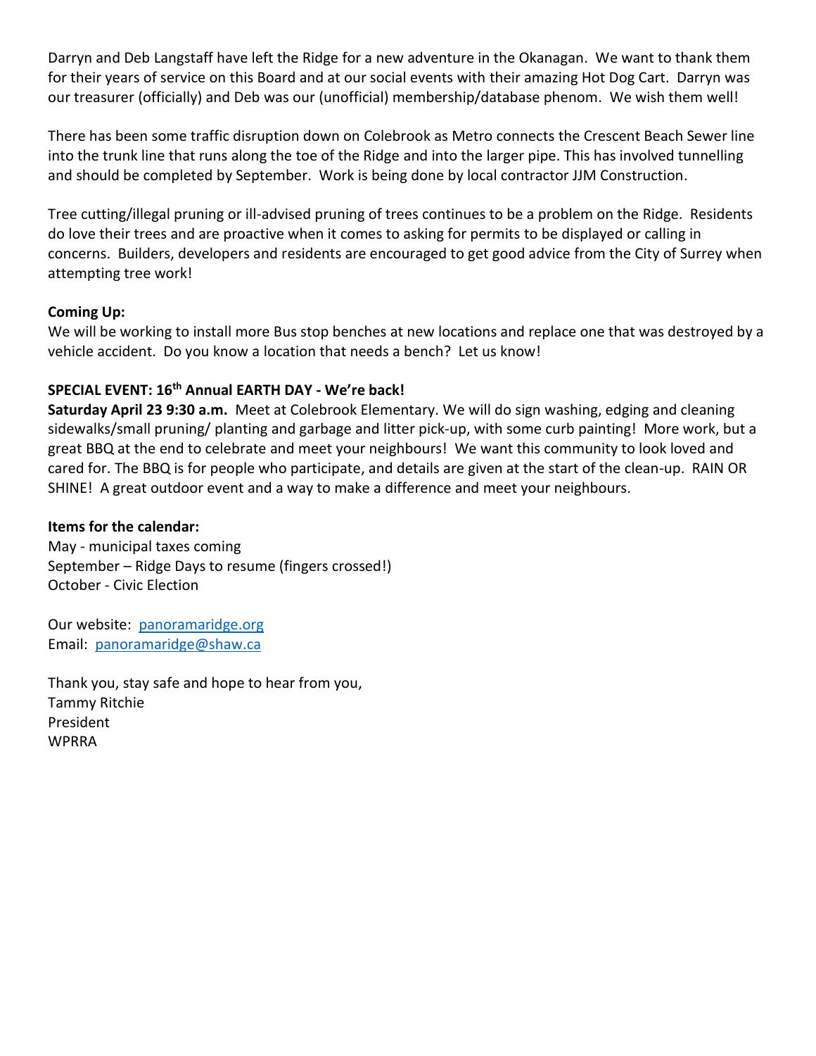Darryn and Deb Langstaff have left the Ridge for a new adventure in the Okanagan. We want to thank them for their years of service on this Board and at our social events with their amazing Hot Dog Cart. Darryn was our treasurer (officially) and Deb was our (unofficial) membership/database phenom. We wish them well!

There has been some traffic disruption down on Colebrook as Metro connects the Crescent Beach Sewer line into the trunk line that runs along the toe of the Ridge and into the larger pipe. This has involved tunnelling and should be completed by September. Work is being done by local contractor JJM Construction.

Tree cutting/illegal pruning or ill-advised pruning of trees continues to be a problem on the Ridge. Residents do love their trees and are proactive when it comes to asking for permits to be displayed or calling in concerns. Builders, developers and residents are encouraged to get good advice from the City of Surrey when attempting tree work!

**Coming Up:**
We will be working to install more Bus stop benches at new locations and replace one that was destroyed by a vehicle accident. Do you know a location that needs a bench? Let us know!

**SPECIAL EVENT: 16th Annual EARTH DAY - We're back!**
**Saturday April 23 9:30 a.m.** Meet at Colebrook Elementary. We will do sign washing, edging and cleaning sidewalks/small pruning/ planting and garbage and litter pick-up, with some curb painting! More work, but a great BBQ at the end to celebrate and meet your neighbours! We want this community to look loved and cared for. The BBQ is for people who participate, and details are given at the start of the clean-up. RAIN OR SHINE! A great outdoor event and a way to make a difference and meet your neighbours.

**Items for the calendar:**
May - municipal taxes coming
September – Ridge Days to resume (fingers crossed!)
October - Civic Election

Our website: [panoramaridge.org](panoramaridge.org)
Email: [panoramaridge@shaw.ca](mailto:panoramaridge@shaw.ca)

Thank you, stay safe and hope to hear from you,
Tammy Ritchie
President
WPRRA